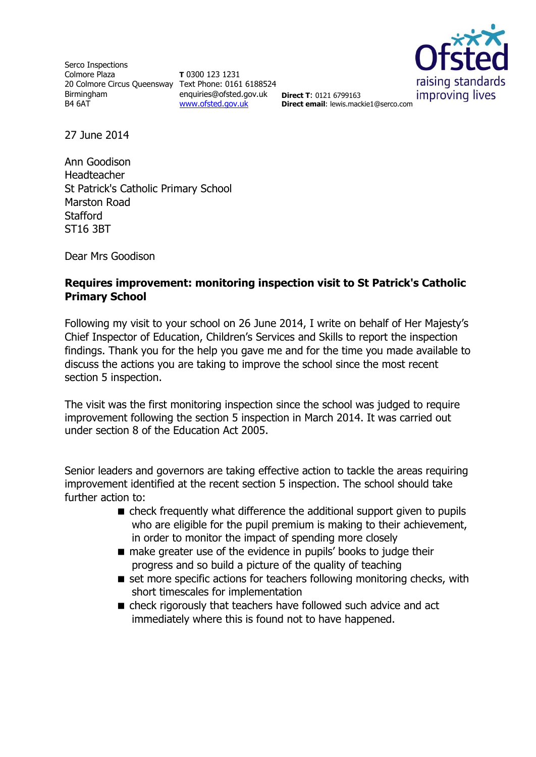Serco Inspections
Colmore Plaza
20 Colmore Circus Queensway
Birmingham
B4 6AT

**T** 0300 123 1231
Text Phone: 0161 6188524
enquiries@ofsted.gov.uk
www.ofsted.gov.uk

**Direct T**: 0121 6799163
**Direct email**: lewis.mackie1@serco.com

Ofsted
raising standards
improving lives

27 June 2014

Ann Goodison
Headteacher
St Patrick's Catholic Primary School
Marston Road
Stafford
ST16 3BT

Dear Mrs Goodison

**Requires improvement: monitoring inspection visit to St Patrick's Catholic Primary School**

Following my visit to your school on 26 June 2014, I write on behalf of Her Majesty's Chief Inspector of Education, Children's Services and Skills to report the inspection findings. Thank you for the help you gave me and for the time you made available to discuss the actions you are taking to improve the school since the most recent section 5 inspection.

The visit was the first monitoring inspection since the school was judged to require improvement following the section 5 inspection in March 2014. It was carried out under section 8 of the Education Act 2005.

Senior leaders and governors are taking effective action to tackle the areas requiring improvement identified at the recent section 5 inspection. The school should take further action to:

- check frequently what difference the additional support given to pupils who are eligible for the pupil premium is making to their achievement, in order to monitor the impact of spending more closely
- make greater use of the evidence in pupils' books to judge their progress and so build a picture of the quality of teaching
- set more specific actions for teachers following monitoring checks, with short timescales for implementation
- check rigorously that teachers have followed such advice and act immediately where this is found not to have happened.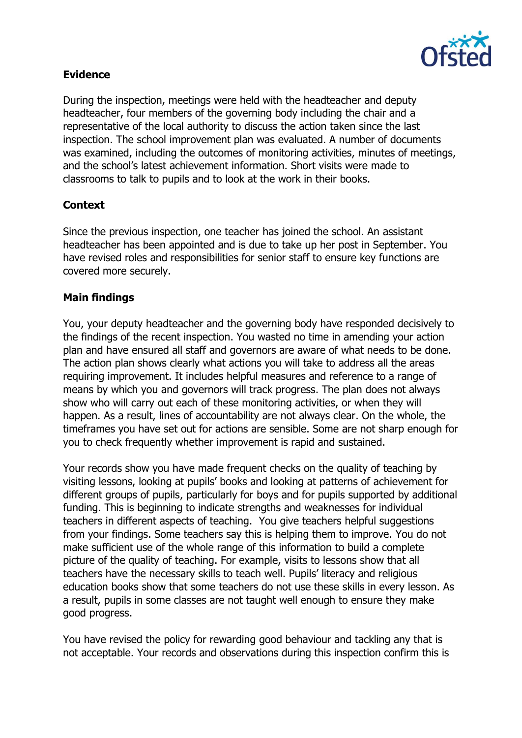## Evidence

During the inspection, meetings were held with the headteacher and deputy headteacher, four members of the governing body including the chair and a representative of the local authority to discuss the action taken since the last inspection. The school improvement plan was evaluated. A number of documents was examined, including the outcomes of monitoring activities, minutes of meetings, and the school's latest achievement information. Short visits were made to classrooms to talk to pupils and to look at the work in their books.

## Context

Since the previous inspection, one teacher has joined the school. An assistant headteacher has been appointed and is due to take up her post in September. You have revised roles and responsibilities for senior staff to ensure key functions are covered more securely.

## Main findings

You, your deputy headteacher and the governing body have responded decisively to the findings of the recent inspection. You wasted no time in amending your action plan and have ensured all staff and governors are aware of what needs to be done. The action plan shows clearly what actions you will take to address all the areas requiring improvement. It includes helpful measures and reference to a range of means by which you and governors will track progress. The plan does not always show who will carry out each of these monitoring activities, or when they will happen. As a result, lines of accountability are not always clear. On the whole, the timeframes you have set out for actions are sensible. Some are not sharp enough for you to check frequently whether improvement is rapid and sustained.

Your records show you have made frequent checks on the quality of teaching by visiting lessons, looking at pupils' books and looking at patterns of achievement for different groups of pupils, particularly for boys and for pupils supported by additional funding. This is beginning to indicate strengths and weaknesses for individual teachers in different aspects of teaching. You give teachers helpful suggestions from your findings. Some teachers say this is helping them to improve. You do not make sufficient use of the whole range of this information to build a complete picture of the quality of teaching. For example, visits to lessons show that all teachers have the necessary skills to teach well. Pupils' literacy and religious education books show that some teachers do not use these skills in every lesson. As a result, pupils in some classes are not taught well enough to ensure they make good progress.

You have revised the policy for rewarding good behaviour and tackling any that is not acceptable. Your records and observations during this inspection confirm this is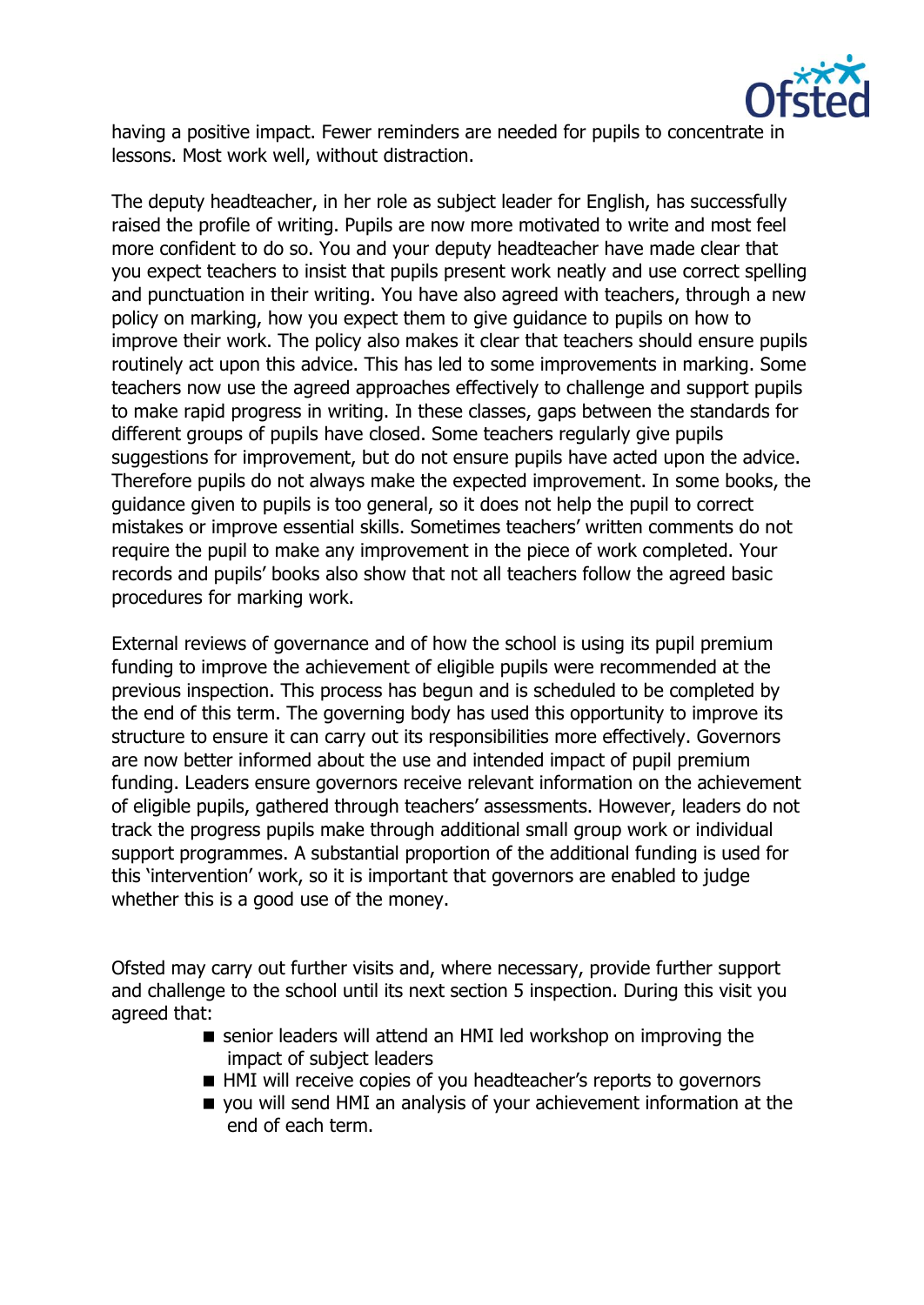having a positive impact. Fewer reminders are needed for pupils to concentrate in lessons. Most work well, without distraction.

The deputy headteacher, in her role as subject leader for English, has successfully raised the profile of writing. Pupils are now more motivated to write and most feel more confident to do so. You and your deputy headteacher have made clear that you expect teachers to insist that pupils present work neatly and use correct spelling and punctuation in their writing. You have also agreed with teachers, through a new policy on marking, how you expect them to give guidance to pupils on how to improve their work. The policy also makes it clear that teachers should ensure pupils routinely act upon this advice. This has led to some improvements in marking. Some teachers now use the agreed approaches effectively to challenge and support pupils to make rapid progress in writing. In these classes, gaps between the standards for different groups of pupils have closed. Some teachers regularly give pupils suggestions for improvement, but do not ensure pupils have acted upon the advice. Therefore pupils do not always make the expected improvement. In some books, the guidance given to pupils is too general, so it does not help the pupil to correct mistakes or improve essential skills. Sometimes teachers' written comments do not require the pupil to make any improvement in the piece of work completed. Your records and pupils' books also show that not all teachers follow the agreed basic procedures for marking work.

External reviews of governance and of how the school is using its pupil premium funding to improve the achievement of eligible pupils were recommended at the previous inspection. This process has begun and is scheduled to be completed by the end of this term. The governing body has used this opportunity to improve its structure to ensure it can carry out its responsibilities more effectively. Governors are now better informed about the use and intended impact of pupil premium funding. Leaders ensure governors receive relevant information on the achievement of eligible pupils, gathered through teachers' assessments. However, leaders do not track the progress pupils make through additional small group work or individual support programmes. A substantial proportion of the additional funding is used for this 'intervention' work, so it is important that governors are enabled to judge whether this is a good use of the money.

Ofsted may carry out further visits and, where necessary, provide further support and challenge to the school until its next section 5 inspection. During this visit you agreed that:

- senior leaders will attend an HMI led workshop on improving the impact of subject leaders
- HMI will receive copies of you headteacher's reports to governors
- you will send HMI an analysis of your achievement information at the end of each term.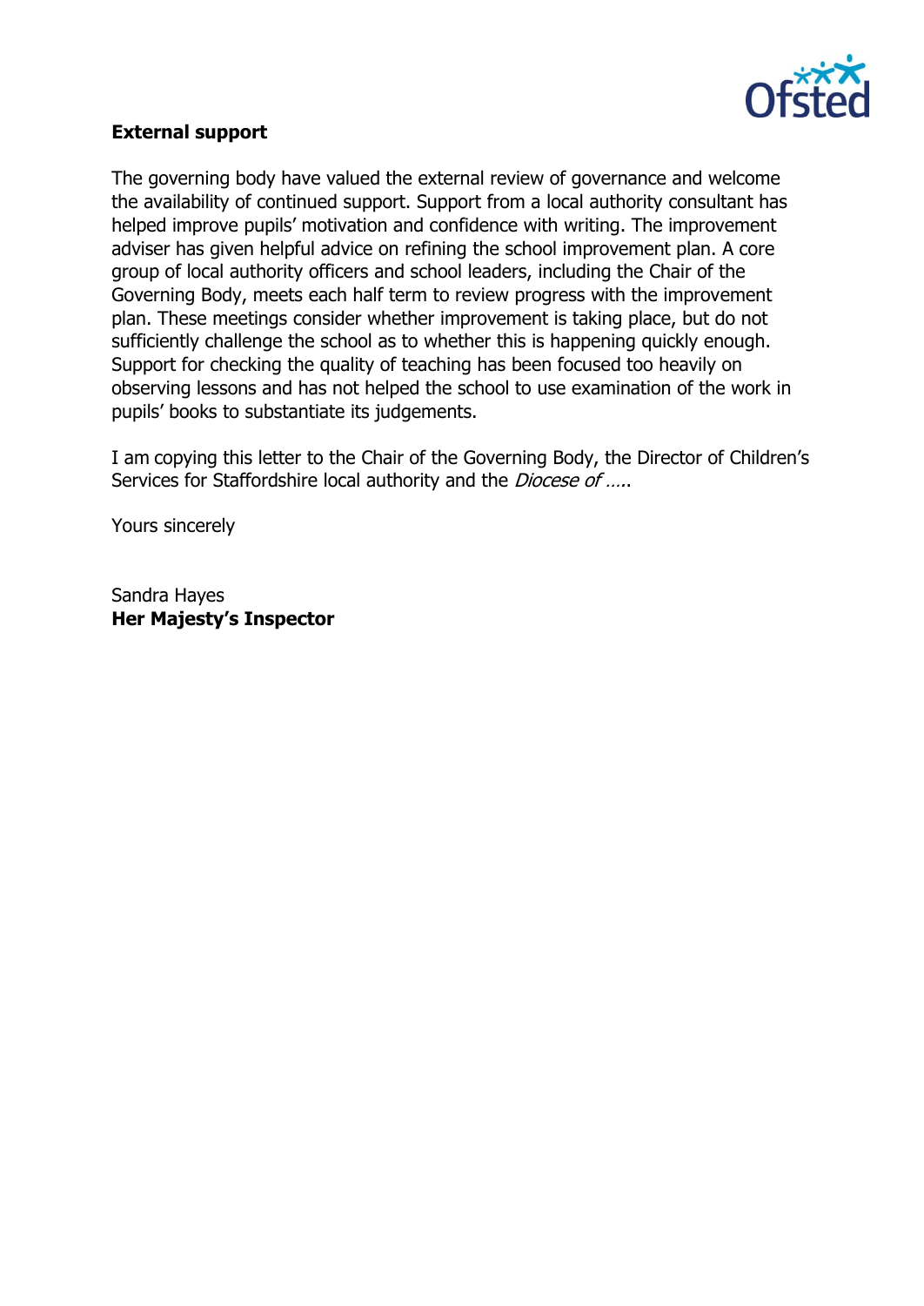**External support**

The governing body have valued the external review of governance and welcome the availability of continued support. Support from a local authority consultant has helped improve pupils' motivation and confidence with writing. The improvement adviser has given helpful advice on refining the school improvement plan. A core group of local authority officers and school leaders, including the Chair of the Governing Body, meets each half term to review progress with the improvement plan. These meetings consider whether improvement is taking place, but do not sufficiently challenge the school as to whether this is happening quickly enough. Support for checking the quality of teaching has been focused too heavily on observing lessons and has not helped the school to use examination of the work in pupils' books to substantiate its judgements.

I am copying this letter to the Chair of the Governing Body, the Director of Children's Services for Staffordshire local authority and the *Diocese of …..*

Yours sincerely

Sandra Hayes
**Her Majesty's Inspector**